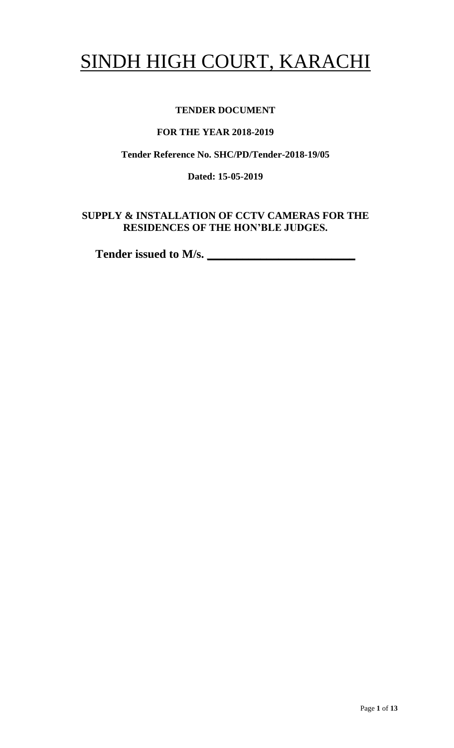# SINDH HIGH COURT, KARACHI

**TENDER DOCUMENT**

**FOR THE YEAR 2018-2019**

**Tender Reference No. SHC/PD/Tender-2018-19/05**

**Dated: 15-05-2019**

**SUPPLY & INSTALLATION OF CCTV CAMERAS FOR THE RESIDENCES OF THE HON'BLE JUDGES.**

**Tender issued to M/s. \_\_\_\_\_\_\_\_\_\_\_\_\_\_\_\_\_\_\_\_\_\_\_\_\_\_**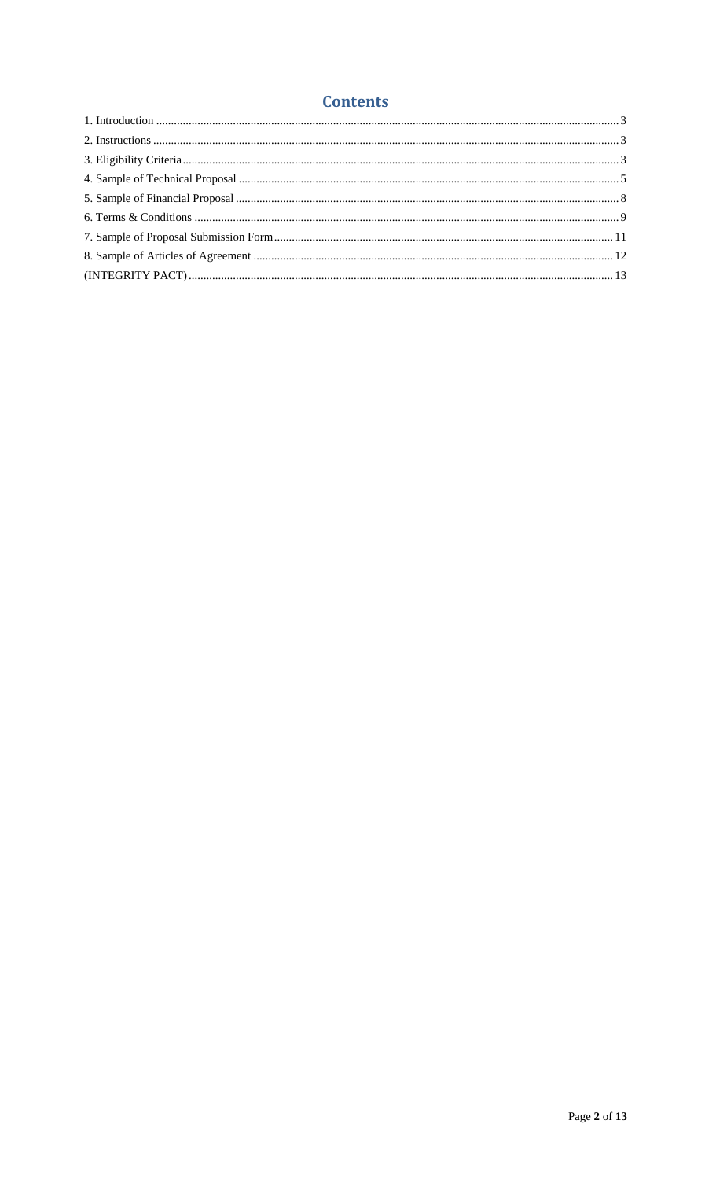# Contents

1. Introduction ..... 3
2. Instructions ..... 3
3. Eligibility Criteria ..... 3
4. Sample of Technical Proposal ..... 5
5. Sample of Financial Proposal ..... 8
6. Terms & Conditions ..... 9
7. Sample of Proposal Submission Form ..... 11
8. Sample of Articles of Agreement ..... 12

(INTEGRITY PACT) ..... 13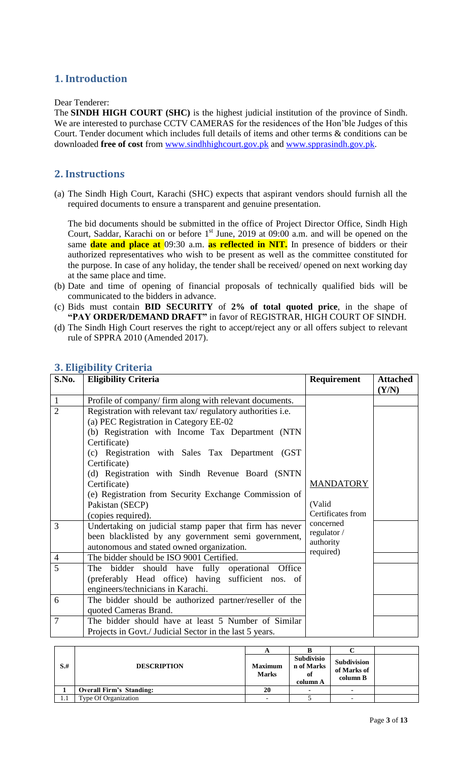## 1. Introduction

Dear Tenderer:

The **SINDH HIGH COURT (SHC)** is the highest judicial institution of the province of Sindh. We are interested to purchase CCTV CAMERAS for the residences of the Hon'ble Judges of this Court. Tender document which includes full details of items and other terms & conditions can be downloaded **free of cost** from www.sindhhighcourt.gov.pk and www.spprasindh.gov.pk.

## 2. Instructions

(a) The Sindh High Court, Karachi (SHC) expects that aspirant vendors should furnish all the required documents to ensure a transparent and genuine presentation.

The bid documents should be submitted in the office of Project Director Office, Sindh High Court, Saddar, Karachi on or before 1st June, 2019 at 09:00 a.m. and will be opened on the same **date and place at** 09:30 a.m. **as reflected in NIT.** In presence of bidders or their authorized representatives who wish to be present as well as the committee constituted for the purpose. In case of any holiday, the tender shall be received/ opened on next working day at the same place and time.

(b) Date and time of opening of financial proposals of technically qualified bids will be communicated to the bidders in advance.

(c) Bids must contain **BID SECURITY** of **2% of total quoted price**, in the shape of **"PAY ORDER/DEMAND DRAFT"** in favor of REGISTRAR, HIGH COURT OF SINDH.

(d) The Sindh High Court reserves the right to accept/reject any or all offers subject to relevant rule of SPPRA 2010 (Amended 2017).

## 3. Eligibility Criteria

| S.No. | Eligibility Criteria | Requirement | Attached (Y/N) |
|---|---|---|---|
| 1 | Profile of company/ firm along with relevant documents. | | |
| 2 | Registration with relevant tax/ regulatory authorities i.e.<br>(a) PEC Registration in Category EE-02<br>(b) Registration with Income Tax Department (NTN Certificate)<br>(c) Registration with Sales Tax Department (GST Certificate)<br>(d) Registration with Sindh Revenue Board (SNTN Certificate)<br>(e) Registration from Security Exchange Commission of Pakistan (SECP)<br>(copies required). | MANDATORY<br>(Valid Certificates from concerned regulator / authority required) | |
| 3 | Undertaking on judicial stamp paper that firm has never been blacklisted by any government semi government, autonomous and stated owned organization. | | |
| 4 | The bidder should be ISO 9001 Certified. | | |
| 5 | The bidder should have fully operational Office (preferably Head office) having sufficient nos. of engineers/technicians in Karachi. | | |
| 6 | The bidder should be authorized partner/reseller of the quoted Cameras Brand. | | |
| 7 | The bidder should have at least 5 Number of Similar Projects in Govt./ Judicial Sector in the last 5 years. | | |

| | | A | B | C | |
|---|---|---|---|---|---|
| S.# | DESCRIPTION | Maximum Marks | Subdivision of Marks of column A | Subdivision of Marks of column B | |
| 1 | Overall Firm's Standing: | 20 | - | - | |
| 1.1 | Type Of Organization | - | 5 | - | |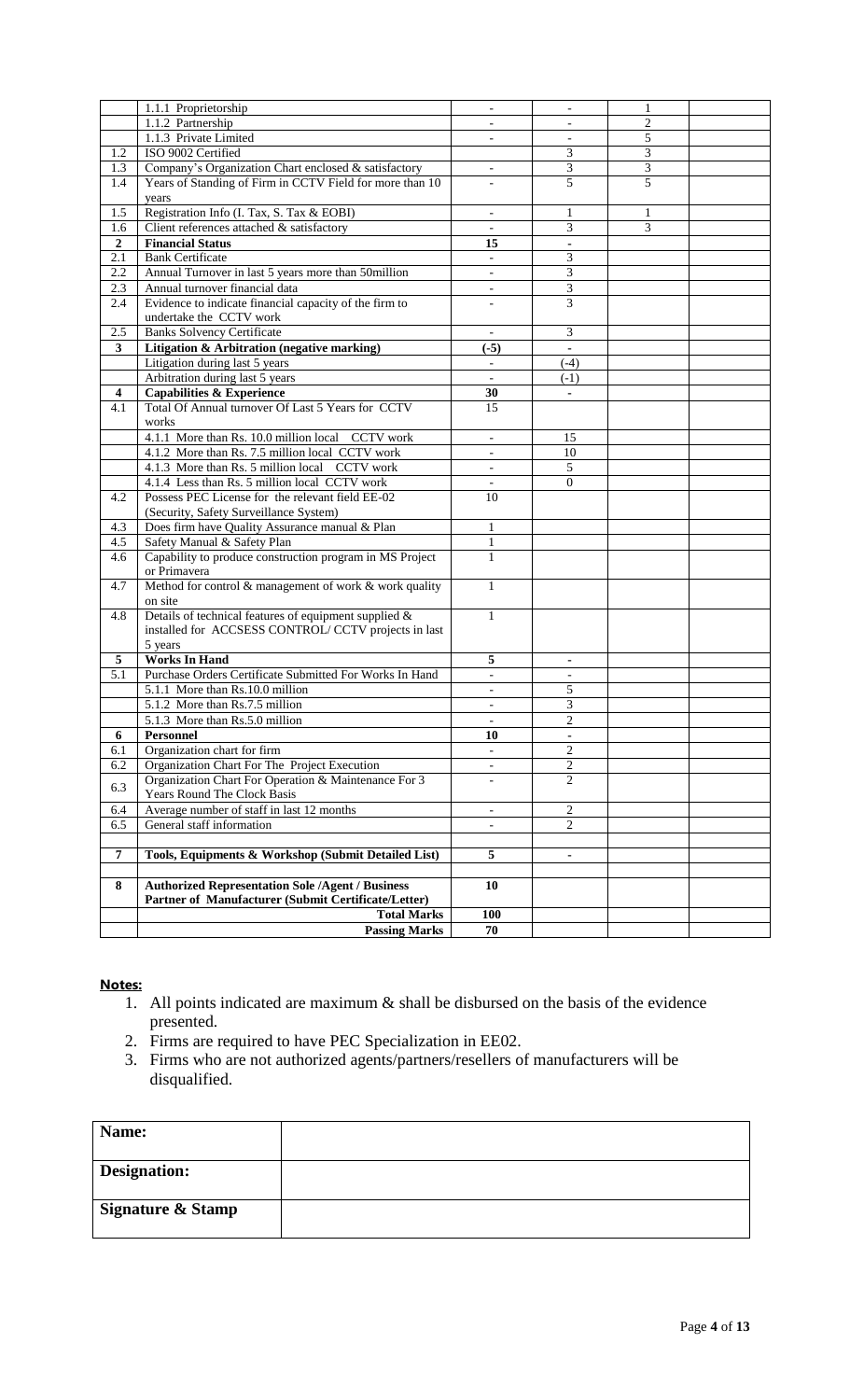| | | | | | |
|---|---|---|---|---|---|
| | 1.1.1 Proprietorship | - | - | 1 | |
| | 1.1.2 Partnership | - | - | 2 | |
| | 1.1.3 Private Limited | - | - | 5 | |
| 1.2 | ISO 9002 Certified | | 3 | 3 | |
| 1.3 | Company's Organization Chart enclosed & satisfactory | - | 3 | 3 | |
| 1.4 | Years of Standing of Firm in CCTV Field for more than 10 years | - | 5 | 5 | |
| 1.5 | Registration Info (I. Tax, S. Tax & EOBI) | - | 1 | 1 | |
| 1.6 | Client references attached & satisfactory | - | 3 | 3 | |
| **2** | **Financial Status** | **15** | **-** | | |
| 2.1 | Bank Certificate | - | 3 | | |
| 2.2 | Annual Turnover in last 5 years more than 50million | - | 3 | | |
| 2.3 | Annual turnover financial data | - | 3 | | |
| 2.4 | Evidence to indicate financial capacity of the firm to undertake the CCTV work | - | 3 | | |
| 2.5 | Banks Solvency Certificate | - | 3 | | |
| **3** | **Litigation & Arbitration (negative marking)** | **(-5)** | **-** | | |
| | Litigation during last 5 years | - | (-4) | | |
| | Arbitration during last 5 years | - | (-1) | | |
| **4** | **Capabilities & Experience** | **30** | **-** | | |
| 4.1 | Total Of Annual turnover Of Last 5 Years for CCTV works | 15 | | | |
| | 4.1.1 More than Rs. 10.0 million local CCTV work | - | 15 | | |
| | 4.1.2 More than Rs. 7.5 million local CCTV work | - | 10 | | |
| | 4.1.3 More than Rs. 5 million local CCTV work | - | 5 | | |
| | 4.1.4 Less than Rs. 5 million local CCTV work | - | 0 | | |
| 4.2 | Possess PEC License for the relevant field EE-02 (Security, Safety Surveillance System) | 10 | | | |
| 4.3 | Does firm have Quality Assurance manual & Plan | 1 | | | |
| 4.5 | Safety Manual & Safety Plan | 1 | | | |
| 4.6 | Capability to produce construction program in MS Project or Primavera | 1 | | | |
| 4.7 | Method for control & management of work & work quality on site | 1 | | | |
| 4.8 | Details of technical features of equipment supplied & installed for ACCSESS CONTROL/ CCTV projects in last 5 years | 1 | | | |
| **5** | **Works In Hand** | **5** | **-** | | |
| 5.1 | Purchase Orders Certificate Submitted For Works In Hand | - | - | | |
| | 5.1.1 More than Rs.10.0 million | - | 5 | | |
| | 5.1.2 More than Rs.7.5 million | - | 3 | | |
| | 5.1.3 More than Rs.5.0 million | - | 2 | | |
| **6** | **Personnel** | **10** | **-** | | |
| 6.1 | Organization chart for firm | - | 2 | | |
| 6.2 | Organization Chart For The Project Execution | - | 2 | | |
| 6.3 | Organization Chart For Operation & Maintenance For 3 Years Round The Clock Basis | - | 2 | | |
| 6.4 | Average number of staff in last 12 months | - | 2 | | |
| 6.5 | General staff information | - | 2 | | |
| | | | | | |
| **7** | **Tools, Equipments & Workshop (Submit Detailed List)** | **5** | **-** | | |
| | | | | | |
| **8** | **Authorized Representation Sole /Agent / Business Partner of Manufacturer (Submit Certificate/Letter)** | **10** | | | |
| | **Total Marks** | **100** | | | |
| | **Passing Marks** | **70** | | | |

**Notes:**

1. All points indicated are maximum & shall be disbursed on the basis of the evidence presented.
2. Firms are required to have PEC Specialization in EE02.
3. Firms who are not authorized agents/partners/resellers of manufacturers will be disqualified.

| | |
|---|---|
| **Name:** | |
| **Designation:** | |
| **Signature & Stamp** | |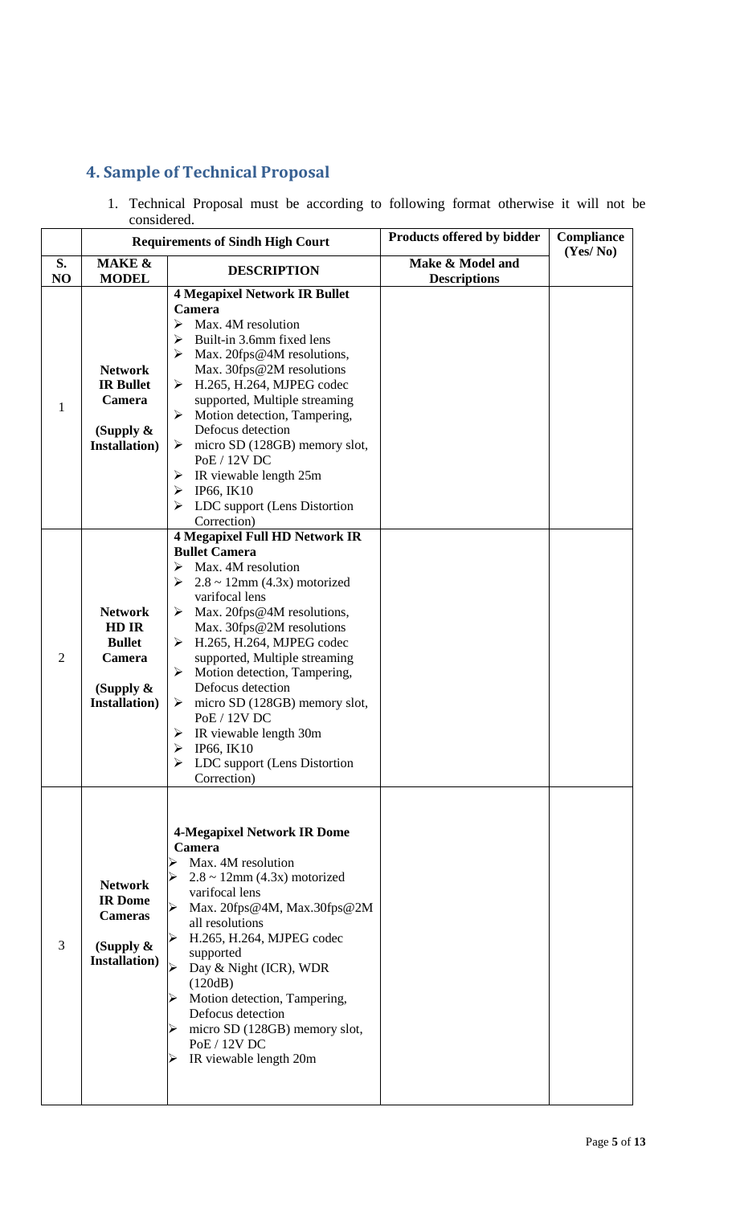## 4. Sample of Technical Proposal

1. Technical Proposal must be according to following format otherwise it will not be considered.

| | Requirements of Sindh High Court | | Products offered by bidder | Compliance (Yes/ No) |
|---|---|---|---|---|
| **S. NO** | **MAKE & MODEL** | **DESCRIPTION** | **Make & Model and Descriptions** | |
| 1 | **Network IR Bullet Camera (Supply & Installation)** | **4 Megapixel Network IR Bullet Camera**<br>➢ Max. 4M resolution<br>➢ Built-in 3.6mm fixed lens<br>➢ Max. 20fps@4M resolutions, Max. 30fps@2M resolutions<br>➢ H.265, H.264, MJPEG codec supported, Multiple streaming<br>➢ Motion detection, Tampering, Defocus detection<br>➢ micro SD (128GB) memory slot, PoE / 12V DC<br>➢ IR viewable length 25m<br>➢ IP66, IK10<br>➢ LDC support (Lens Distortion Correction) | | |
| 2 | **Network HD IR Bullet Camera (Supply & Installation)** | **4 Megapixel Full HD Network IR Bullet Camera**<br>➢ Max. 4M resolution<br>➢ 2.8 ~ 12mm (4.3x) motorized varifocal lens<br>➢ Max. 20fps@4M resolutions, Max. 30fps@2M resolutions<br>➢ H.265, H.264, MJPEG codec supported, Multiple streaming<br>➢ Motion detection, Tampering, Defocus detection<br>➢ micro SD (128GB) memory slot, PoE / 12V DC<br>➢ IR viewable length 30m<br>➢ IP66, IK10<br>➢ LDC support (Lens Distortion Correction) | | |
| 3 | **Network IR Dome Cameras (Supply & Installation)** | **4-Megapixel Network IR Dome Camera**<br>➢ Max. 4M resolution<br>➢ 2.8 ~ 12mm (4.3x) motorized varifocal lens<br>➢ Max. 20fps@4M, Max.30fps@2M all resolutions<br>➢ H.265, H.264, MJPEG codec supported<br>➢ Day & Night (ICR), WDR (120dB)<br>➢ Motion detection, Tampering, Defocus detection<br>➢ micro SD (128GB) memory slot, PoE / 12V DC<br>➢ IR viewable length 20m | | |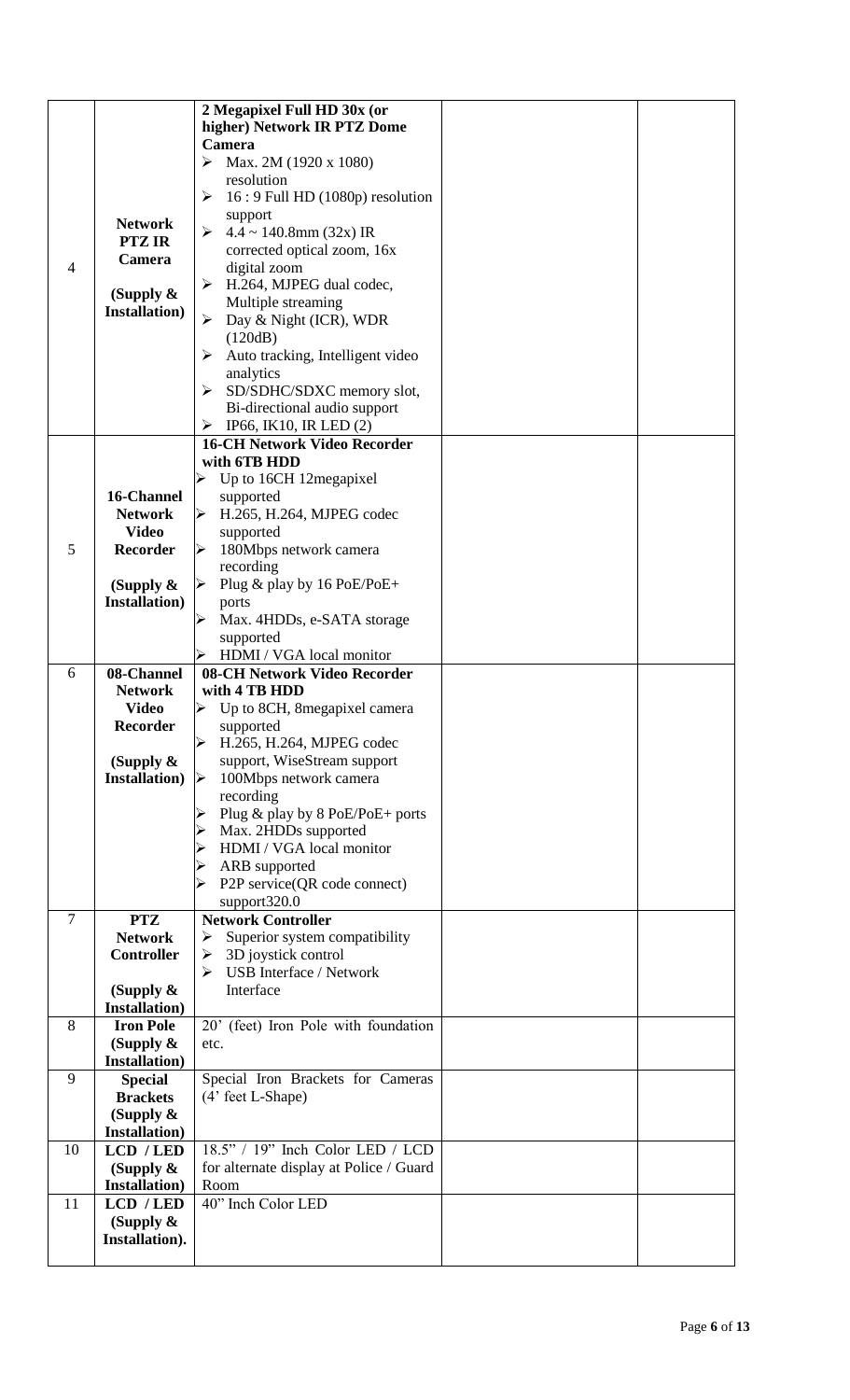| 4 | **Network PTZ IR Camera** **(Supply & Installation)** | **2 Megapixel Full HD 30x (or higher) Network IR PTZ Dome Camera** <br> ➢ Max. 2M (1920 x 1080) resolution <br> ➢ 16 : 9 Full HD (1080p) resolution support <br> ➢ 4.4 ~ 140.8mm (32x) IR corrected optical zoom, 16x digital zoom <br> ➢ H.264, MJPEG dual codec, Multiple streaming <br> ➢ Day & Night (ICR), WDR (120dB) <br> ➢ Auto tracking, Intelligent video analytics <br> ➢ SD/SDHC/SDXC memory slot, Bi-directional audio support <br> ➢ IP66, IK10, IR LED (2) | | |
|---|---|---|---|---|
| 5 | **16-Channel Network Video Recorder** **(Supply & Installation)** | **16-CH Network Video Recorder with 6TB HDD** <br> ➢ Up to 16CH 12megapixel supported <br> ➢ H.265, H.264, MJPEG codec supported <br> ➢ 180Mbps network camera recording <br> ➢ Plug & play by 16 PoE/PoE+ ports <br> ➢ Max. 4HDDs, e-SATA storage supported <br> ➢ HDMI / VGA local monitor | | |
| 6 | **08-Channel Network Video Recorder** **(Supply & Installation)** | **08-CH Network Video Recorder with 4 TB HDD** <br> ➢ Up to 8CH, 8megapixel camera supported <br> ➢ H.265, H.264, MJPEG codec support, WiseStream support <br> ➢ 100Mbps network camera recording <br> ➢ Plug & play by 8 PoE/PoE+ ports <br> ➢ Max. 2HDDs supported <br> ➢ HDMI / VGA local monitor <br> ➢ ARB supported <br> ➢ P2P service(QR code connect) support320.0 | | |
| 7 | **PTZ Network Controller** **(Supply & Installation)** | **Network Controller** <br> ➢ Superior system compatibility <br> ➢ 3D joystick control <br> ➢ USB Interface / Network Interface | | |
| 8 | **Iron Pole (Supply & Installation)** | 20' (feet) Iron Pole with foundation etc. | | |
| 9 | **Special Brackets (Supply & Installation)** | Special Iron Brackets for Cameras (4' feet L-Shape) | | |
| 10 | **LCD / LED (Supply & Installation)** | 18.5" / 19" Inch Color LED / LCD for alternate display at Police / Guard Room | | |
| 11 | **LCD / LED (Supply & Installation).** | 40" Inch Color LED | | |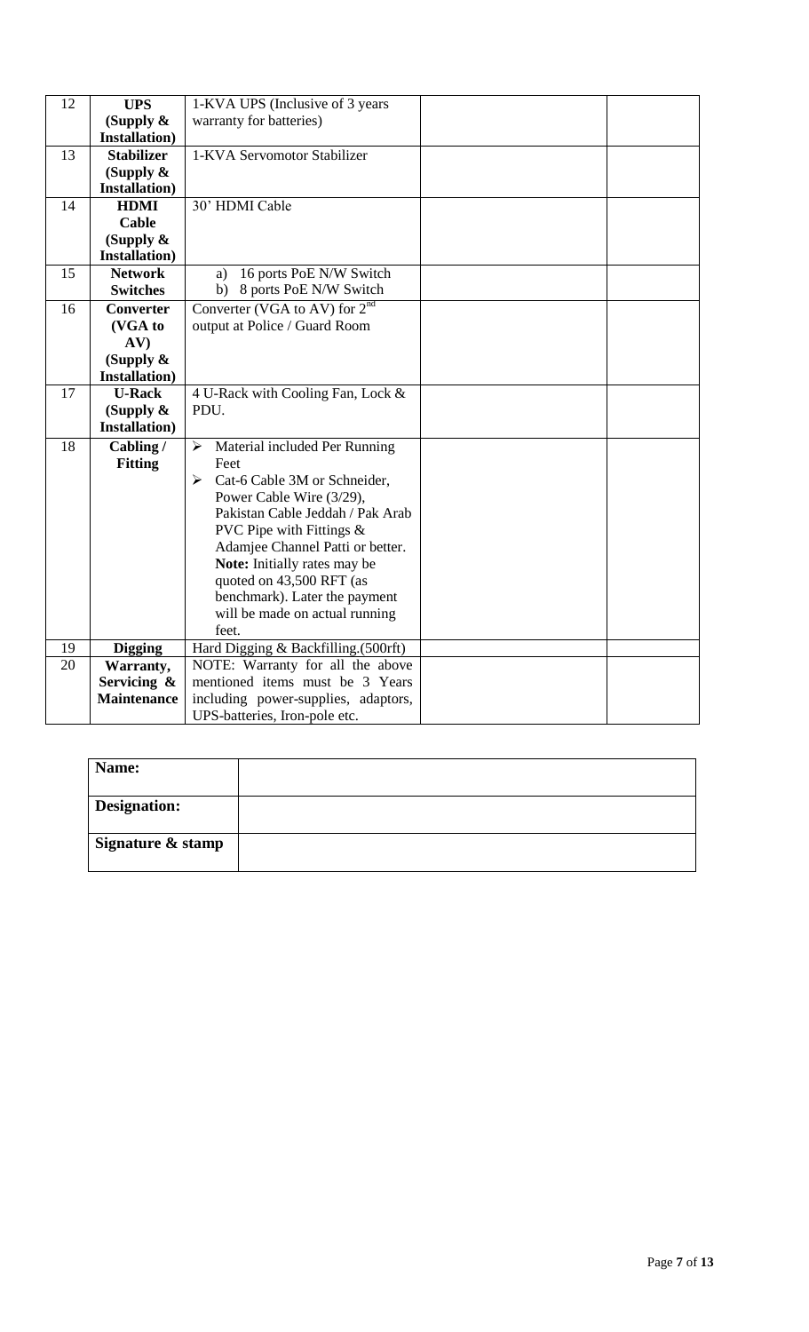| 12 | **UPS (Supply & Installation)** | 1-KVA UPS (Inclusive of 3 years warranty for batteries) | | |
|---|---|---|---|---|
| 13 | **Stabilizer (Supply & Installation)** | 1-KVA Servomotor Stabilizer | | |
| 14 | **HDMI Cable (Supply & Installation)** | 30' HDMI Cable | | |
| 15 | **Network Switches** | a) 16 ports PoE N/W Switch<br>b) 8 ports PoE N/W Switch | | |
| 16 | **Converter (VGA to AV) (Supply & Installation)** | Converter (VGA to AV) for 2nd output at Police / Guard Room | | |
| 17 | **U-Rack (Supply & Installation)** | 4 U-Rack with Cooling Fan, Lock & PDU. | | |
| 18 | **Cabling / Fitting** | ➢ Material included Per Running Feet<br>➢ Cat-6 Cable 3M or Schneider, Power Cable Wire (3/29), Pakistan Cable Jeddah / Pak Arab PVC Pipe with Fittings & Adamjee Channel Patti or better.<br>**Note:** Initially rates may be quoted on 43,500 RFT (as benchmark). Later the payment will be made on actual running feet. | | |
| 19 | **Digging** | Hard Digging & Backfilling.(500rft) | | |
| 20 | **Warranty, Servicing & Maintenance** | NOTE: Warranty for all the above mentioned items must be 3 Years including power-supplies, adaptors, UPS-batteries, Iron-pole etc. | | |

| **Name:** | |
|---|---|
| **Designation:** | |
| **Signature & stamp** | |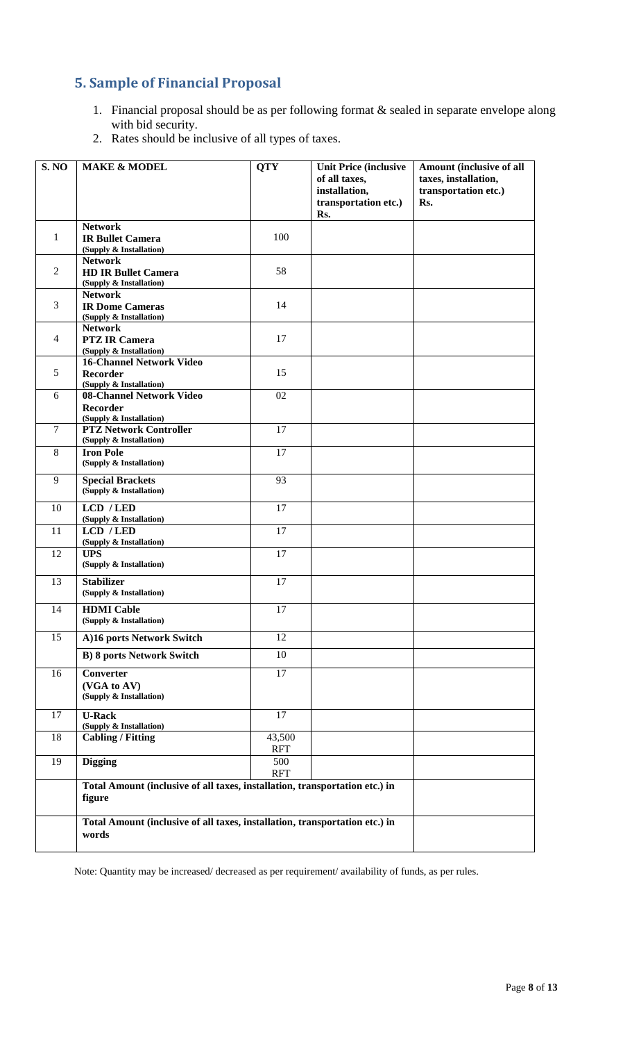## 5. Sample of Financial Proposal

1. Financial proposal should be as per following format & sealed in separate envelope along with bid security.
2. Rates should be inclusive of all types of taxes.

| S. NO | MAKE & MODEL | QTY | Unit Price (inclusive of all taxes, installation, transportation etc.) Rs. | Amount (inclusive of all taxes, installation, transportation etc.) Rs. |
|---|---|---|---|---|
| 1 | **Network IR Bullet Camera** (Supply & Installation) | 100 | | |
| 2 | **Network HD IR Bullet Camera** (Supply & Installation) | 58 | | |
| 3 | **Network IR Dome Cameras** (Supply & Installation) | 14 | | |
| 4 | **Network PTZ IR Camera** (Supply & Installation) | 17 | | |
| 5 | **16-Channel Network Video Recorder** (Supply & Installation) | 15 | | |
| 6 | **08-Channel Network Video Recorder** (Supply & Installation) | 02 | | |
| 7 | **PTZ Network Controller** (Supply & Installation) | 17 | | |
| 8 | **Iron Pole** (Supply & Installation) | 17 | | |
| 9 | **Special Brackets** (Supply & Installation) | 93 | | |
| 10 | **LCD / LED** (Supply & Installation) | 17 | | |
| 11 | **LCD / LED** (Supply & Installation) | 17 | | |
| 12 | **UPS** (Supply & Installation) | 17 | | |
| 13 | **Stabilizer** (Supply & Installation) | 17 | | |
| 14 | **HDMI Cable** (Supply & Installation) | 17 | | |
| 15 | **A)16 ports Network Switch** | 12 | | |
| | **B) 8 ports Network Switch** | 10 | | |
| 16 | **Converter (VGA to AV)** (Supply & Installation) | 17 | | |
| 17 | **U-Rack** (Supply & Installation) | 17 | | |
| 18 | **Cabling / Fitting** | 43,500 RFT | | |
| 19 | **Digging** | 500 RFT | | |
| | **Total Amount (inclusive of all taxes, installation, transportation etc.) in figure** | | | |
| | **Total Amount (inclusive of all taxes, installation, transportation etc.) in words** | | | |

Note: Quantity may be increased/ decreased as per requirement/ availability of funds, as per rules.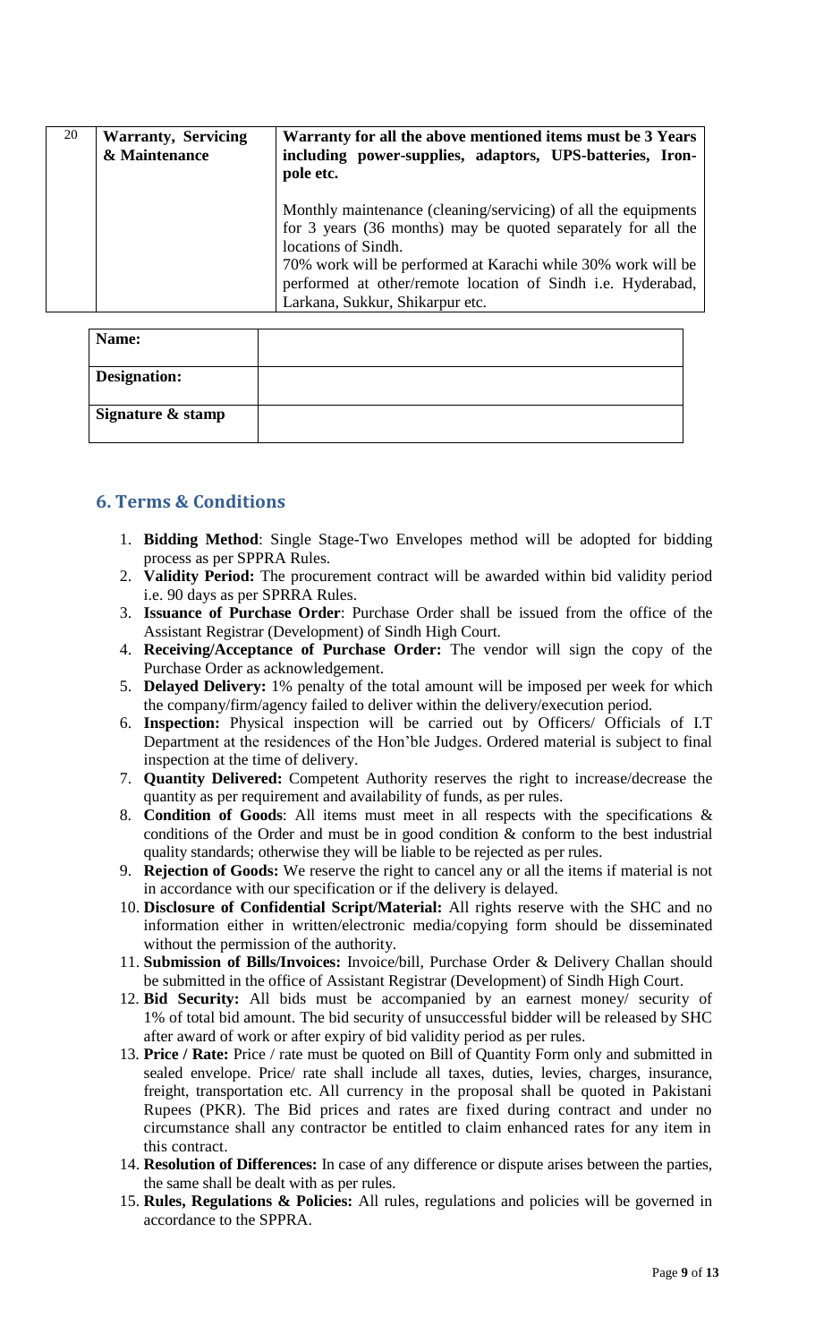| 20 | **Warranty, Servicing & Maintenance** | **Warranty for all the above mentioned items must be 3 Years including power-supplies, adaptors, UPS-batteries, Iron-pole etc.**<br><br>Monthly maintenance (cleaning/servicing) of all the equipments for 3 years (36 months) may be quoted separately for all the locations of Sindh.<br>70% work will be performed at Karachi while 30% work will be performed at other/remote location of Sindh i.e. Hyderabad, Larkana, Sukkur, Shikarpur etc. |
|---|---|---|

| **Name:** | |
|---|---|
| **Designation:** | |
| **Signature & stamp** | |

## 6. Terms & Conditions

1. **Bidding Method**: Single Stage-Two Envelopes method will be adopted for bidding process as per SPPRA Rules.
2. **Validity Period:** The procurement contract will be awarded within bid validity period i.e. 90 days as per SPRRA Rules.
3. **Issuance of Purchase Order**: Purchase Order shall be issued from the office of the Assistant Registrar (Development) of Sindh High Court.
4. **Receiving/Acceptance of Purchase Order:** The vendor will sign the copy of the Purchase Order as acknowledgement.
5. **Delayed Delivery:** 1% penalty of the total amount will be imposed per week for which the company/firm/agency failed to deliver within the delivery/execution period.
6. **Inspection:** Physical inspection will be carried out by Officers/ Officials of I.T Department at the residences of the Hon'ble Judges. Ordered material is subject to final inspection at the time of delivery.
7. **Quantity Delivered:** Competent Authority reserves the right to increase/decrease the quantity as per requirement and availability of funds, as per rules.
8. **Condition of Goods**: All items must meet in all respects with the specifications & conditions of the Order and must be in good condition & conform to the best industrial quality standards; otherwise they will be liable to be rejected as per rules.
9. **Rejection of Goods:** We reserve the right to cancel any or all the items if material is not in accordance with our specification or if the delivery is delayed.
10. **Disclosure of Confidential Script/Material:** All rights reserve with the SHC and no information either in written/electronic media/copying form should be disseminated without the permission of the authority.
11. **Submission of Bills/Invoices:** Invoice/bill, Purchase Order & Delivery Challan should be submitted in the office of Assistant Registrar (Development) of Sindh High Court.
12. **Bid Security:** All bids must be accompanied by an earnest money/ security of 1% of total bid amount. The bid security of unsuccessful bidder will be released by SHC after award of work or after expiry of bid validity period as per rules.
13. **Price / Rate:** Price / rate must be quoted on Bill of Quantity Form only and submitted in sealed envelope. Price/ rate shall include all taxes, duties, levies, charges, insurance, freight, transportation etc. All currency in the proposal shall be quoted in Pakistani Rupees (PKR). The Bid prices and rates are fixed during contract and under no circumstance shall any contractor be entitled to claim enhanced rates for any item in this contract.
14. **Resolution of Differences:** In case of any difference or dispute arises between the parties, the same shall be dealt with as per rules.
15. **Rules, Regulations & Policies:** All rules, regulations and policies will be governed in accordance to the SPPRA.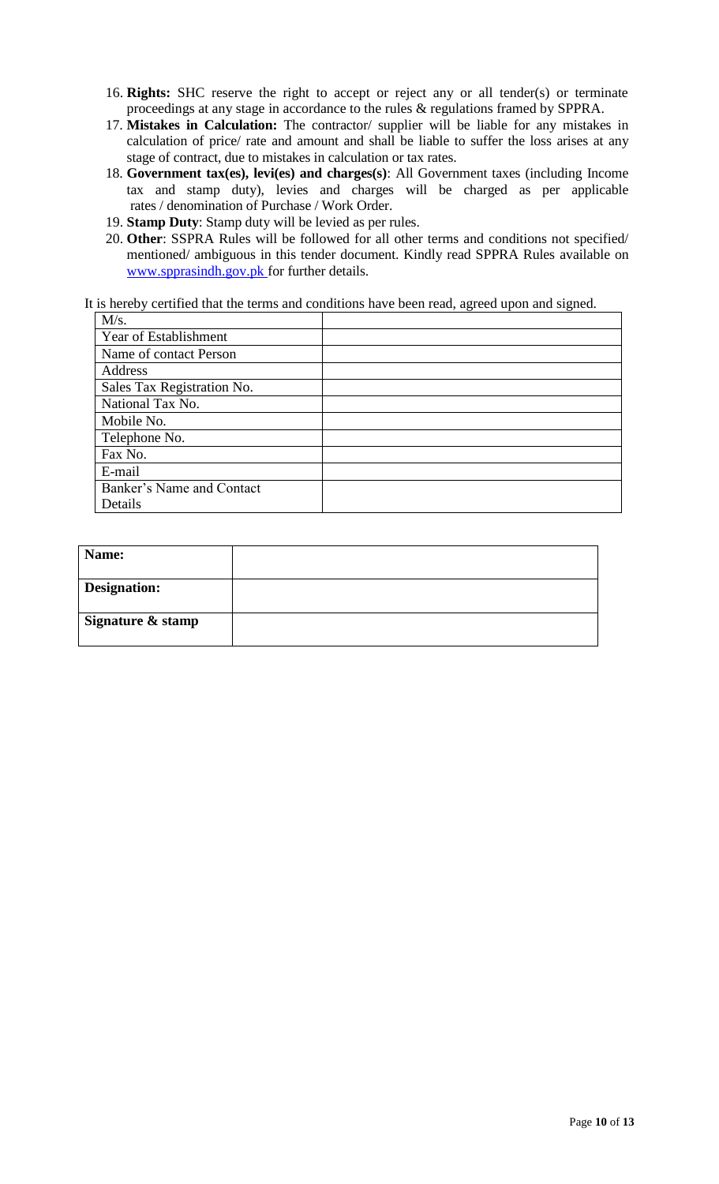16. **Rights:** SHC reserve the right to accept or reject any or all tender(s) or terminate proceedings at any stage in accordance to the rules & regulations framed by SPPRA.
17. **Mistakes in Calculation:** The contractor/ supplier will be liable for any mistakes in calculation of price/ rate and amount and shall be liable to suffer the loss arises at any stage of contract, due to mistakes in calculation or tax rates.
18. **Government tax(es), levi(es) and charges(s)**: All Government taxes (including Income tax and stamp duty), levies and charges will be charged as per applicable rates / denomination of Purchase / Work Order.
19. **Stamp Duty**: Stamp duty will be levied as per rules.
20. **Other**: SSPRA Rules will be followed for all other terms and conditions not specified/ mentioned/ ambiguous in this tender document. Kindly read SPPRA Rules available on www.spprasindh.gov.pk for further details.

It is hereby certified that the terms and conditions have been read, agreed upon and signed.

| M/s. | |
|---|---|
| Year of Establishment | |
| Name of contact Person | |
| Address | |
| Sales Tax Registration No. | |
| National Tax No. | |
| Mobile No. | |
| Telephone No. | |
| Fax No. | |
| E-mail | |
| Banker's Name and Contact Details | |

| **Name:** | |
|---|---|
| **Designation:** | |
| **Signature & stamp** | |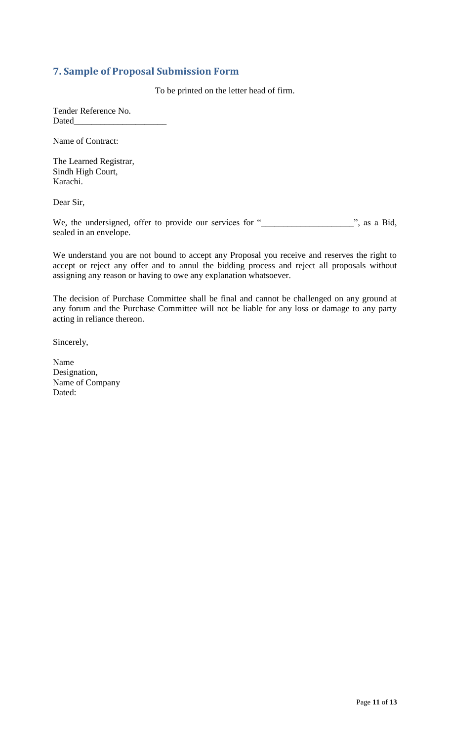## 7. Sample of Proposal Submission Form

To be printed on the letter head of firm.

Tender Reference No.
Dated____________________

Name of Contract:

The Learned Registrar,
Sindh High Court,
Karachi.

Dear Sir,

We, the undersigned, offer to provide our services for "____________________", as a Bid, sealed in an envelope.

We understand you are not bound to accept any Proposal you receive and reserves the right to accept or reject any offer and to annul the bidding process and reject all proposals without assigning any reason or having to owe any explanation whatsoever.

The decision of Purchase Committee shall be final and cannot be challenged on any ground at any forum and the Purchase Committee will not be liable for any loss or damage to any party acting in reliance thereon.

Sincerely,

Name
Designation,
Name of Company
Dated: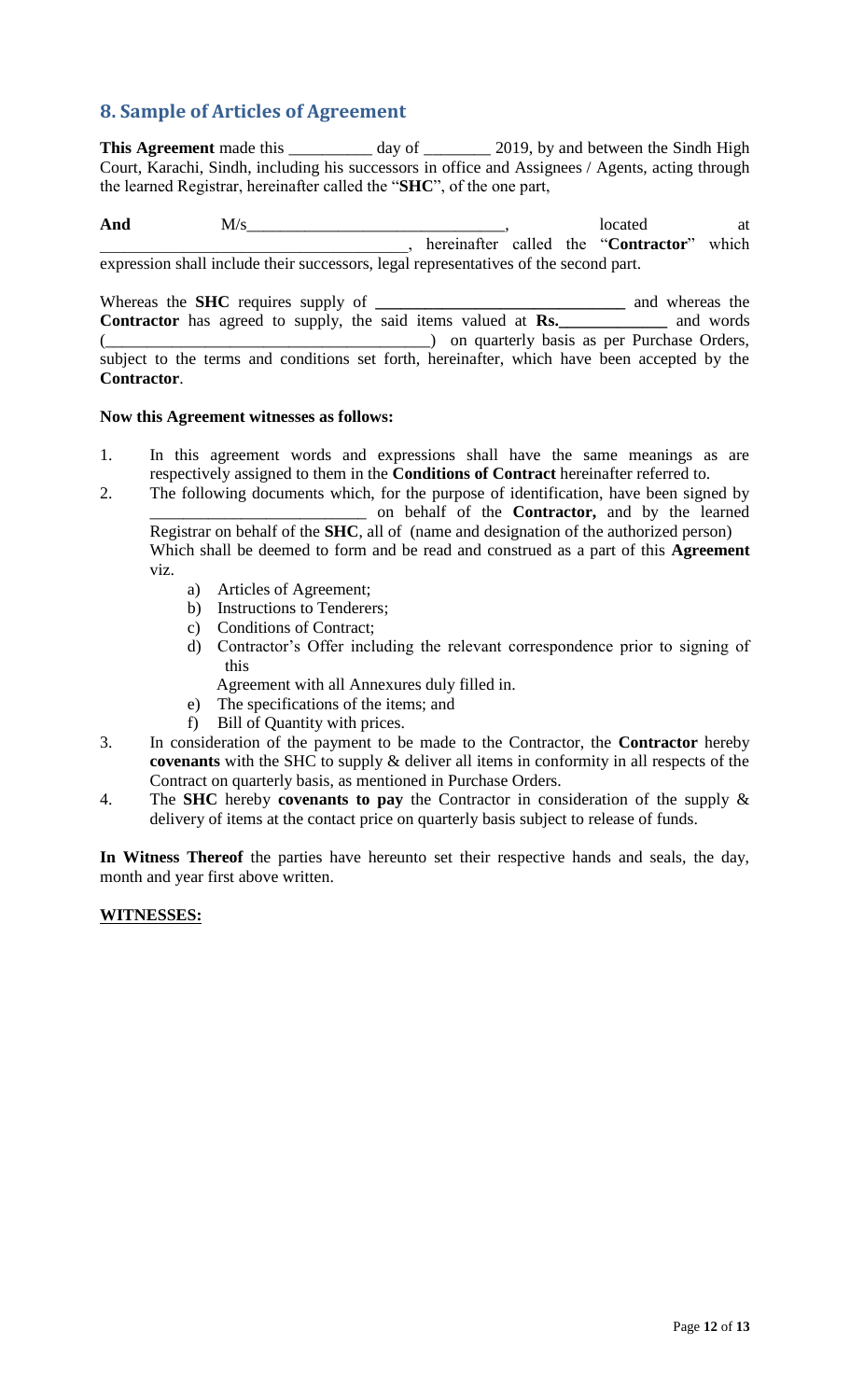## 8. Sample of Articles of Agreement

**This Agreement** made this __________ day of ________ 2019, by and between the Sindh High Court, Karachi, Sindh, including his successors in office and Assignees / Agents, acting through the learned Registrar, hereinafter called the "**SHC**", of the one part,

**And** M/s______________________________, located at ____________________________________, hereinafter called the "**Contractor**" which expression shall include their successors, legal representatives of the second part.

Whereas the **SHC** requires supply of **______________________________** and whereas the **Contractor** has agreed to supply, the said items valued at **Rs.____________** and words (_______________________________________) on quarterly basis as per Purchase Orders, subject to the terms and conditions set forth, hereinafter, which have been accepted by the **Contractor**.

**Now this Agreement witnesses as follows:**

1. In this agreement words and expressions shall have the same meanings as are respectively assigned to them in the **Conditions of Contract** hereinafter referred to.
2. The following documents which, for the purpose of identification, have been signed by __________________________ on behalf of the **Contractor,** and by the learned Registrar on behalf of the **SHC**, all of (name and designation of the authorized person) Which shall be deemed to form and be read and construed as a part of this **Agreement** viz.
   a) Articles of Agreement;
   b) Instructions to Tenderers;
   c) Conditions of Contract;
   d) Contractor's Offer including the relevant correspondence prior to signing of this Agreement with all Annexures duly filled in.
   e) The specifications of the items; and
   f) Bill of Quantity with prices.
3. In consideration of the payment to be made to the Contractor, the **Contractor** hereby **covenants** with the SHC to supply & deliver all items in conformity in all respects of the Contract on quarterly basis, as mentioned in Purchase Orders.
4. The **SHC** hereby **covenants to pay** the Contractor in consideration of the supply & delivery of items at the contact price on quarterly basis subject to release of funds.

**In Witness Thereof** the parties have hereunto set their respective hands and seals, the day, month and year first above written.

**WITNESSES:**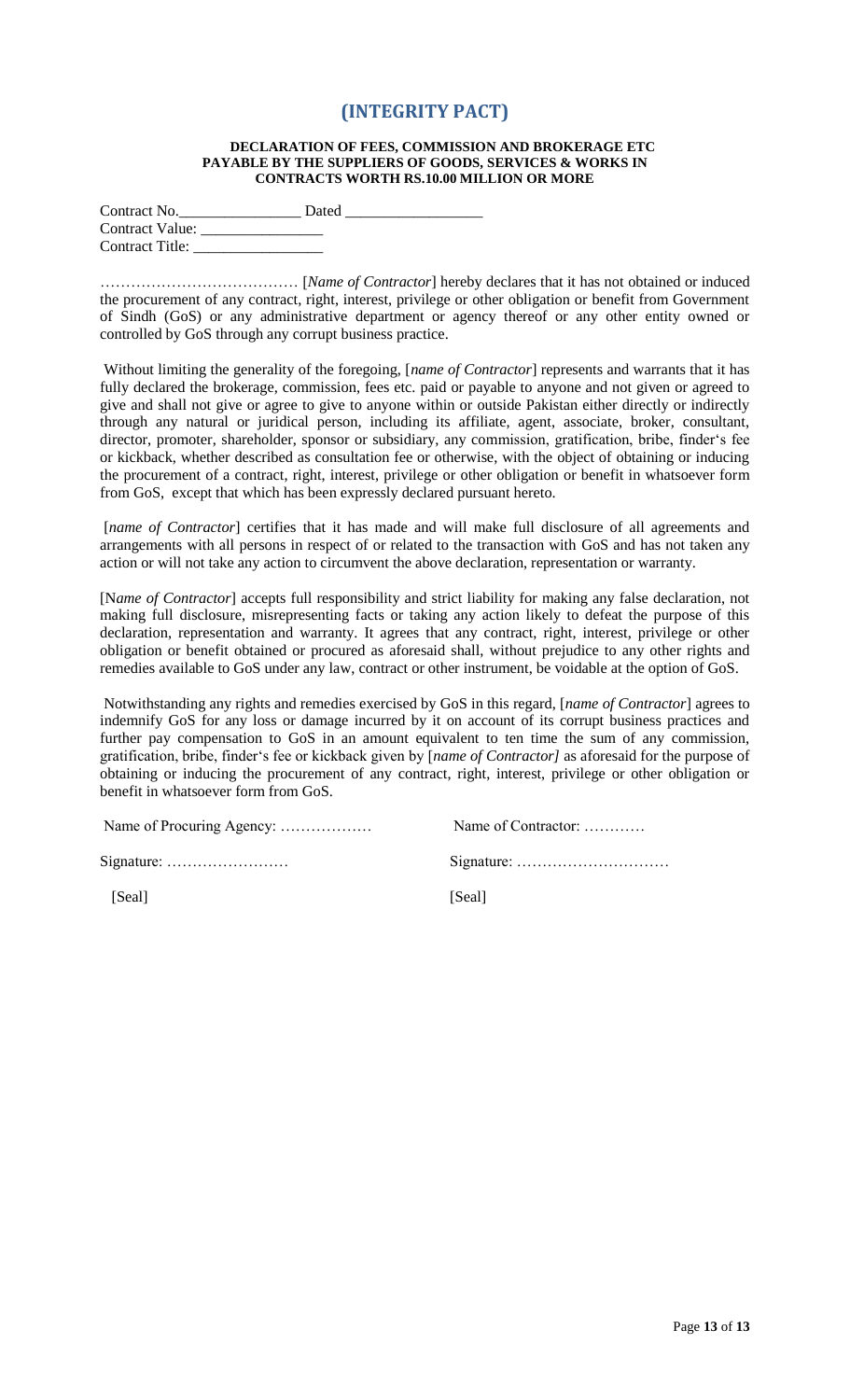# (INTEGRITY PACT)

**DECLARATION OF FEES, COMMISSION AND BROKERAGE ETC PAYABLE BY THE SUPPLIERS OF GOODS, SERVICES & WORKS IN CONTRACTS WORTH RS.10.00 MILLION OR MORE**

Contract No.________________ Dated __________________
Contract Value: ________________
Contract Title: _________________

………………………………… [*Name of Contractor*] hereby declares that it has not obtained or induced the procurement of any contract, right, interest, privilege or other obligation or benefit from Government of Sindh (GoS) or any administrative department or agency thereof or any other entity owned or controlled by GoS through any corrupt business practice.

Without limiting the generality of the foregoing, [*name of Contractor*] represents and warrants that it has fully declared the brokerage, commission, fees etc. paid or payable to anyone and not given or agreed to give and shall not give or agree to give to anyone within or outside Pakistan either directly or indirectly through any natural or juridical person, including its affiliate, agent, associate, broker, consultant, director, promoter, shareholder, sponsor or subsidiary, any commission, gratification, bribe, finder's fee or kickback, whether described as consultation fee or otherwise, with the object of obtaining or inducing the procurement of a contract, right, interest, privilege or other obligation or benefit in whatsoever form from GoS, except that which has been expressly declared pursuant hereto.

[*name of Contractor*] certifies that it has made and will make full disclosure of all agreements and arrangements with all persons in respect of or related to the transaction with GoS and has not taken any action or will not take any action to circumvent the above declaration, representation or warranty.

[N*ame of Contractor*] accepts full responsibility and strict liability for making any false declaration, not making full disclosure, misrepresenting facts or taking any action likely to defeat the purpose of this declaration, representation and warranty. It agrees that any contract, right, interest, privilege or other obligation or benefit obtained or procured as aforesaid shall, without prejudice to any other rights and remedies available to GoS under any law, contract or other instrument, be voidable at the option of GoS.

Notwithstanding any rights and remedies exercised by GoS in this regard, [*name of Contractor*] agrees to indemnify GoS for any loss or damage incurred by it on account of its corrupt business practices and further pay compensation to GoS in an amount equivalent to ten time the sum of any commission, gratification, bribe, finder's fee or kickback given by [*name of Contractor]* as aforesaid for the purpose of obtaining or inducing the procurement of any contract, right, interest, privilege or other obligation or benefit in whatsoever form from GoS.

| | |
|---|---|
| Name of Procuring Agency: ……………… | Name of Contractor: ………… |
| Signature: …………………… | Signature: ………………………… |
| [Seal] | [Seal] |